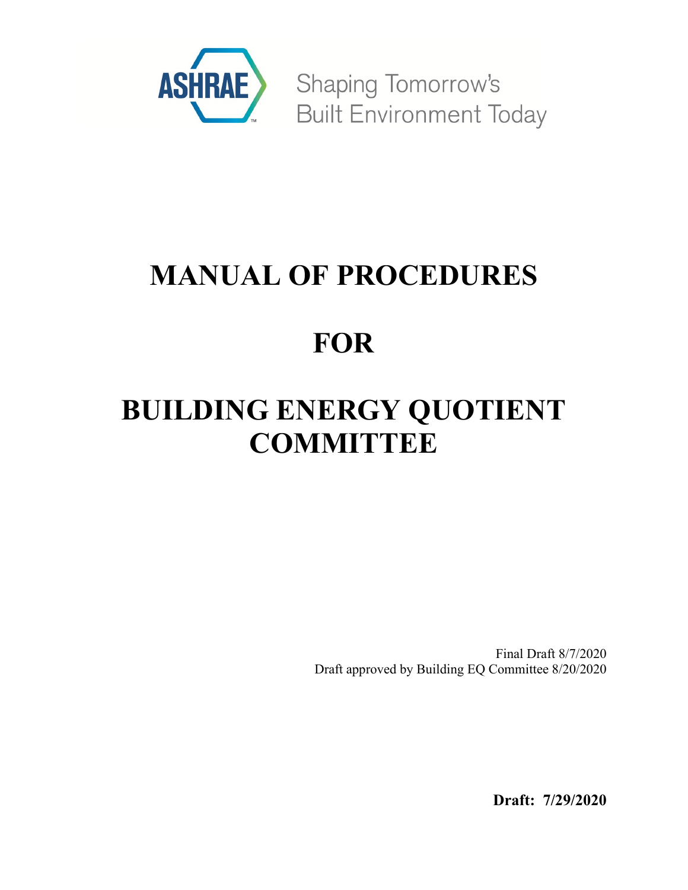ASHRAE

Shaping Tomorrow's Built Environment Today

# MANUAL OF PROCEDURES

# FOR

# BUILDING ENERGY QUOTIENT COMMITTEE

Final Draft 8/7/2020
Draft approved by Building EQ Committee 8/20/2020

**Draft: 7/29/2020**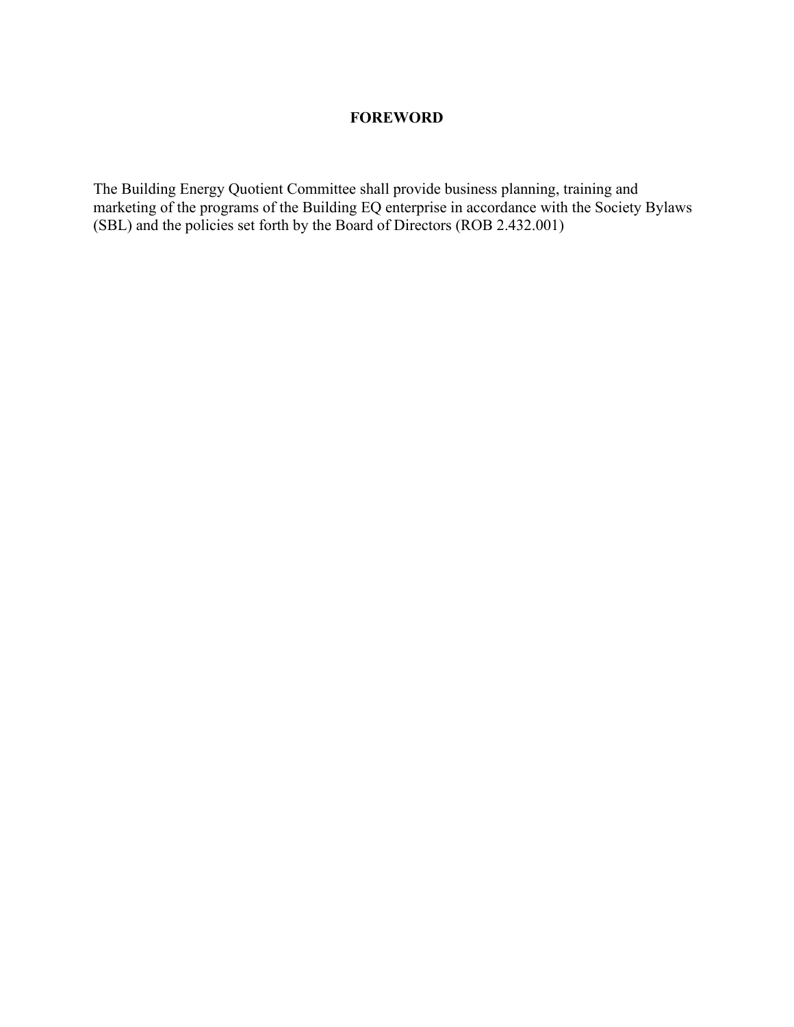# FOREWORD

The Building Energy Quotient Committee shall provide business planning, training and marketing of the programs of the Building EQ enterprise in accordance with the Society Bylaws (SBL) and the policies set forth by the Board of Directors (ROB 2.432.001)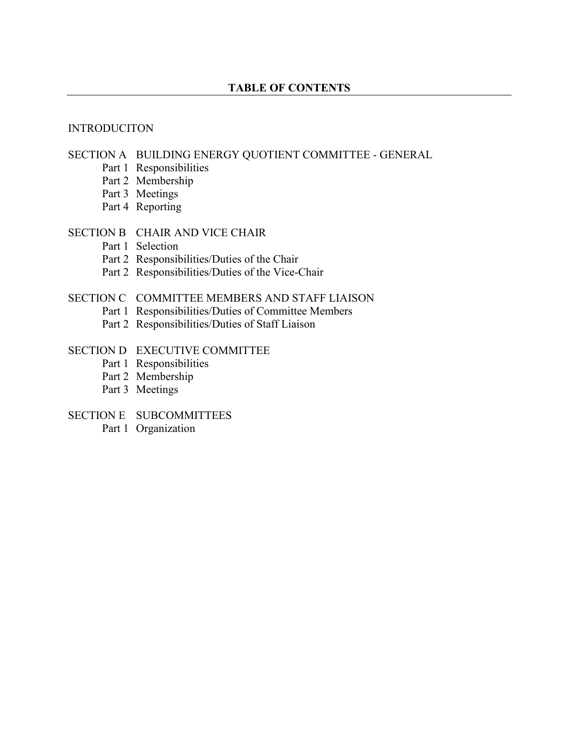# TABLE OF CONTENTS

INTRODUCITON

SECTION A BUILDING ENERGY QUOTIENT COMMITTEE - GENERAL
- Part 1 Responsibilities
- Part 2 Membership
- Part 3 Meetings
- Part 4 Reporting

SECTION B CHAIR AND VICE CHAIR
- Part 1 Selection
- Part 2 Responsibilities/Duties of the Chair
- Part 2 Responsibilities/Duties of the Vice-Chair

SECTION C COMMITTEE MEMBERS AND STAFF LIAISON
- Part 1 Responsibilities/Duties of Committee Members
- Part 2 Responsibilities/Duties of Staff Liaison

SECTION D EXECUTIVE COMMITTEE
- Part 1 Responsibilities
- Part 2 Membership
- Part 3 Meetings

SECTION E SUBCOMMITTEES
- Part 1 Organization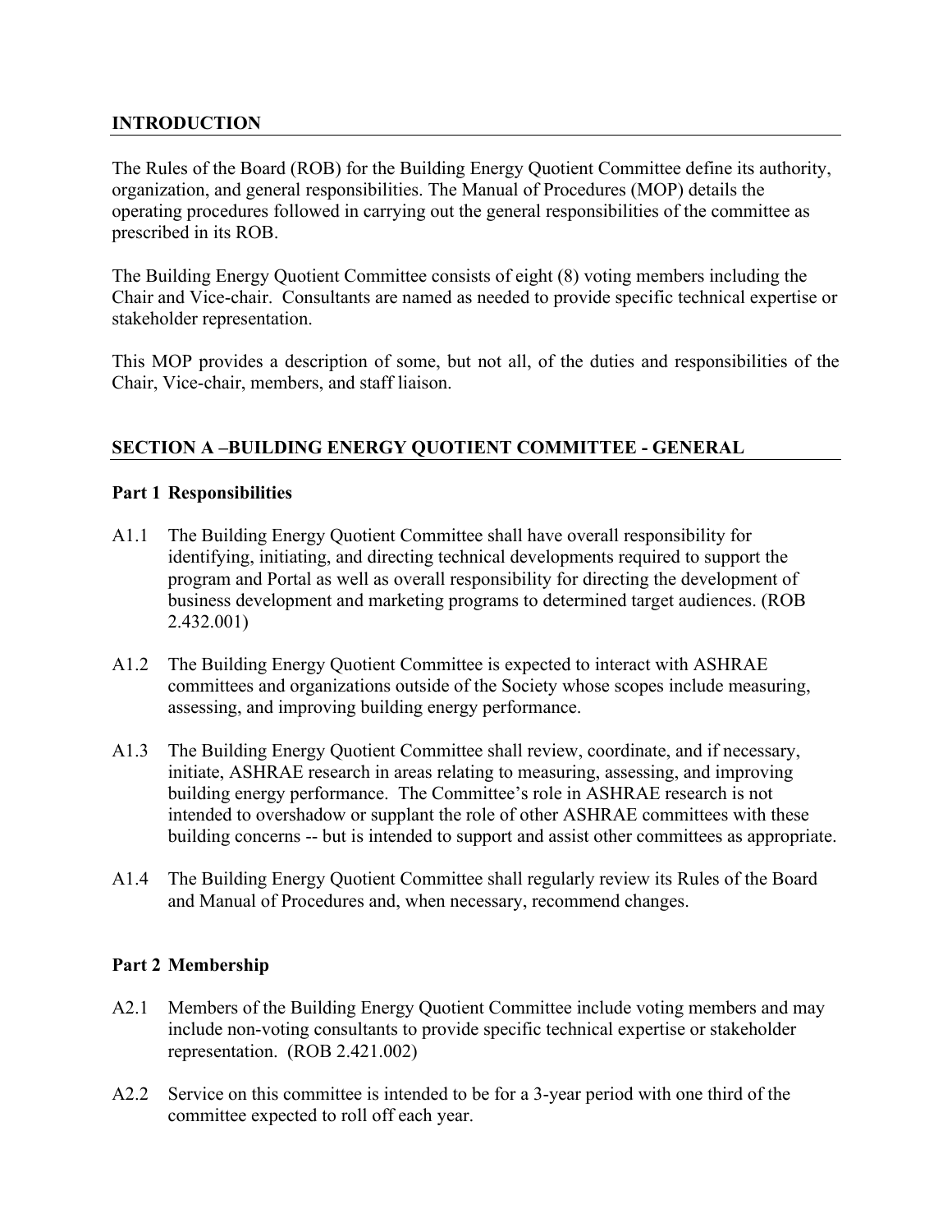## INTRODUCTION

The Rules of the Board (ROB) for the Building Energy Quotient Committee define its authority, organization, and general responsibilities. The Manual of Procedures (MOP) details the operating procedures followed in carrying out the general responsibilities of the committee as prescribed in its ROB.

The Building Energy Quotient Committee consists of eight (8) voting members including the Chair and Vice-chair. Consultants are named as needed to provide specific technical expertise or stakeholder representation.

This MOP provides a description of some, but not all, of the duties and responsibilities of the Chair, Vice-chair, members, and staff liaison.

## SECTION A –BUILDING ENERGY QUOTIENT COMMITTEE - GENERAL

### Part 1 Responsibilities

A1.1 The Building Energy Quotient Committee shall have overall responsibility for identifying, initiating, and directing technical developments required to support the program and Portal as well as overall responsibility for directing the development of business development and marketing programs to determined target audiences. (ROB 2.432.001)

A1.2 The Building Energy Quotient Committee is expected to interact with ASHRAE committees and organizations outside of the Society whose scopes include measuring, assessing, and improving building energy performance.

A1.3 The Building Energy Quotient Committee shall review, coordinate, and if necessary, initiate, ASHRAE research in areas relating to measuring, assessing, and improving building energy performance. The Committee's role in ASHRAE research is not intended to overshadow or supplant the role of other ASHRAE committees with these building concerns -- but is intended to support and assist other committees as appropriate.

A1.4 The Building Energy Quotient Committee shall regularly review its Rules of the Board and Manual of Procedures and, when necessary, recommend changes.

### Part 2 Membership

A2.1 Members of the Building Energy Quotient Committee include voting members and may include non-voting consultants to provide specific technical expertise or stakeholder representation. (ROB 2.421.002)

A2.2 Service on this committee is intended to be for a 3-year period with one third of the committee expected to roll off each year.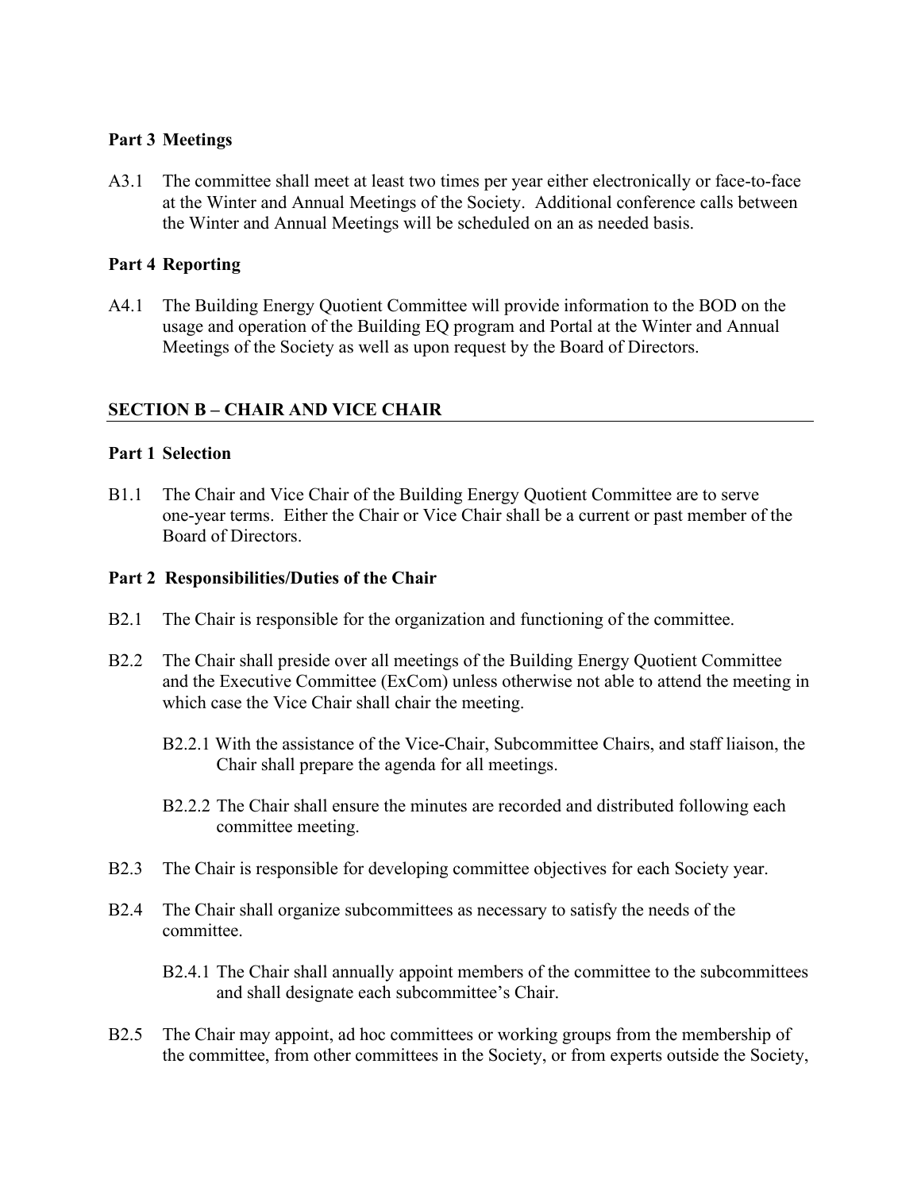### Part 3 Meetings

A3.1 The committee shall meet at least two times per year either electronically or face-to-face at the Winter and Annual Meetings of the Society. Additional conference calls between the Winter and Annual Meetings will be scheduled on an as needed basis.

### Part 4 Reporting

A4.1 The Building Energy Quotient Committee will provide information to the BOD on the usage and operation of the Building EQ program and Portal at the Winter and Annual Meetings of the Society as well as upon request by the Board of Directors.

## SECTION B – CHAIR AND VICE CHAIR

### Part 1 Selection

B1.1 The Chair and Vice Chair of the Building Energy Quotient Committee are to serve one-year terms. Either the Chair or Vice Chair shall be a current or past member of the Board of Directors.

### Part 2 Responsibilities/Duties of the Chair

B2.1 The Chair is responsible for the organization and functioning of the committee.

B2.2 The Chair shall preside over all meetings of the Building Energy Quotient Committee and the Executive Committee (ExCom) unless otherwise not able to attend the meeting in which case the Vice Chair shall chair the meeting.

B2.2.1 With the assistance of the Vice-Chair, Subcommittee Chairs, and staff liaison, the Chair shall prepare the agenda for all meetings.

B2.2.2 The Chair shall ensure the minutes are recorded and distributed following each committee meeting.

B2.3 The Chair is responsible for developing committee objectives for each Society year.

B2.4 The Chair shall organize subcommittees as necessary to satisfy the needs of the committee.

B2.4.1 The Chair shall annually appoint members of the committee to the subcommittees and shall designate each subcommittee's Chair.

B2.5 The Chair may appoint, ad hoc committees or working groups from the membership of the committee, from other committees in the Society, or from experts outside the Society,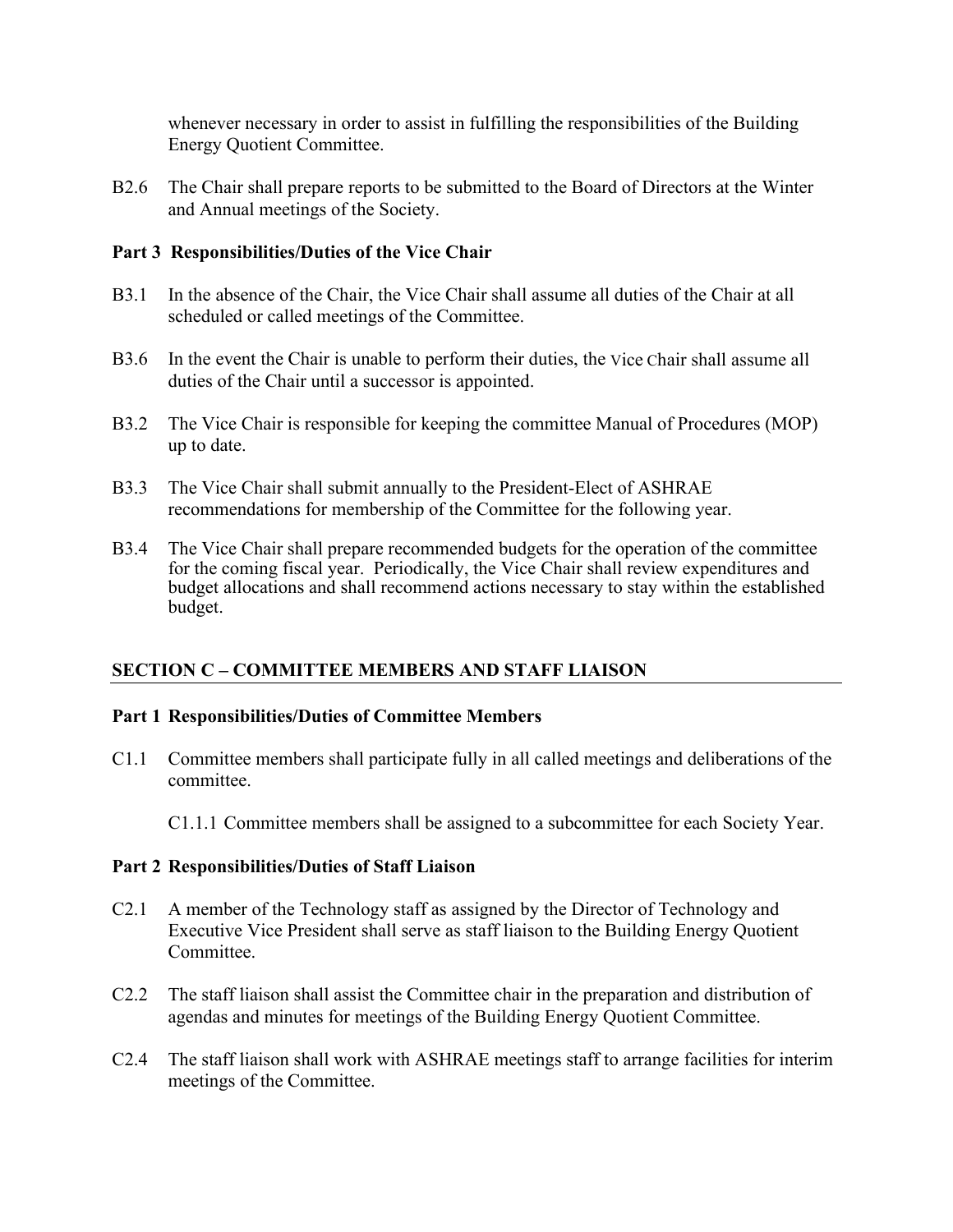whenever necessary in order to assist in fulfilling the responsibilities of the Building Energy Quotient Committee.

B2.6 The Chair shall prepare reports to be submitted to the Board of Directors at the Winter and Annual meetings of the Society.

**Part 3 Responsibilities/Duties of the Vice Chair**

B3.1 In the absence of the Chair, the Vice Chair shall assume all duties of the Chair at all scheduled or called meetings of the Committee.

B3.6 In the event the Chair is unable to perform their duties, the Vice Chair shall assume all duties of the Chair until a successor is appointed.

B3.2 The Vice Chair is responsible for keeping the committee Manual of Procedures (MOP) up to date.

B3.3 The Vice Chair shall submit annually to the President-Elect of ASHRAE recommendations for membership of the Committee for the following year.

B3.4 The Vice Chair shall prepare recommended budgets for the operation of the committee for the coming fiscal year. Periodically, the Vice Chair shall review expenditures and budget allocations and shall recommend actions necessary to stay within the established budget.

## SECTION C – COMMITTEE MEMBERS AND STAFF LIAISON

**Part 1 Responsibilities/Duties of Committee Members**

C1.1 Committee members shall participate fully in all called meetings and deliberations of the committee.

C1.1.1 Committee members shall be assigned to a subcommittee for each Society Year.

**Part 2 Responsibilities/Duties of Staff Liaison**

C2.1 A member of the Technology staff as assigned by the Director of Technology and Executive Vice President shall serve as staff liaison to the Building Energy Quotient Committee.

C2.2 The staff liaison shall assist the Committee chair in the preparation and distribution of agendas and minutes for meetings of the Building Energy Quotient Committee.

C2.4 The staff liaison shall work with ASHRAE meetings staff to arrange facilities for interim meetings of the Committee.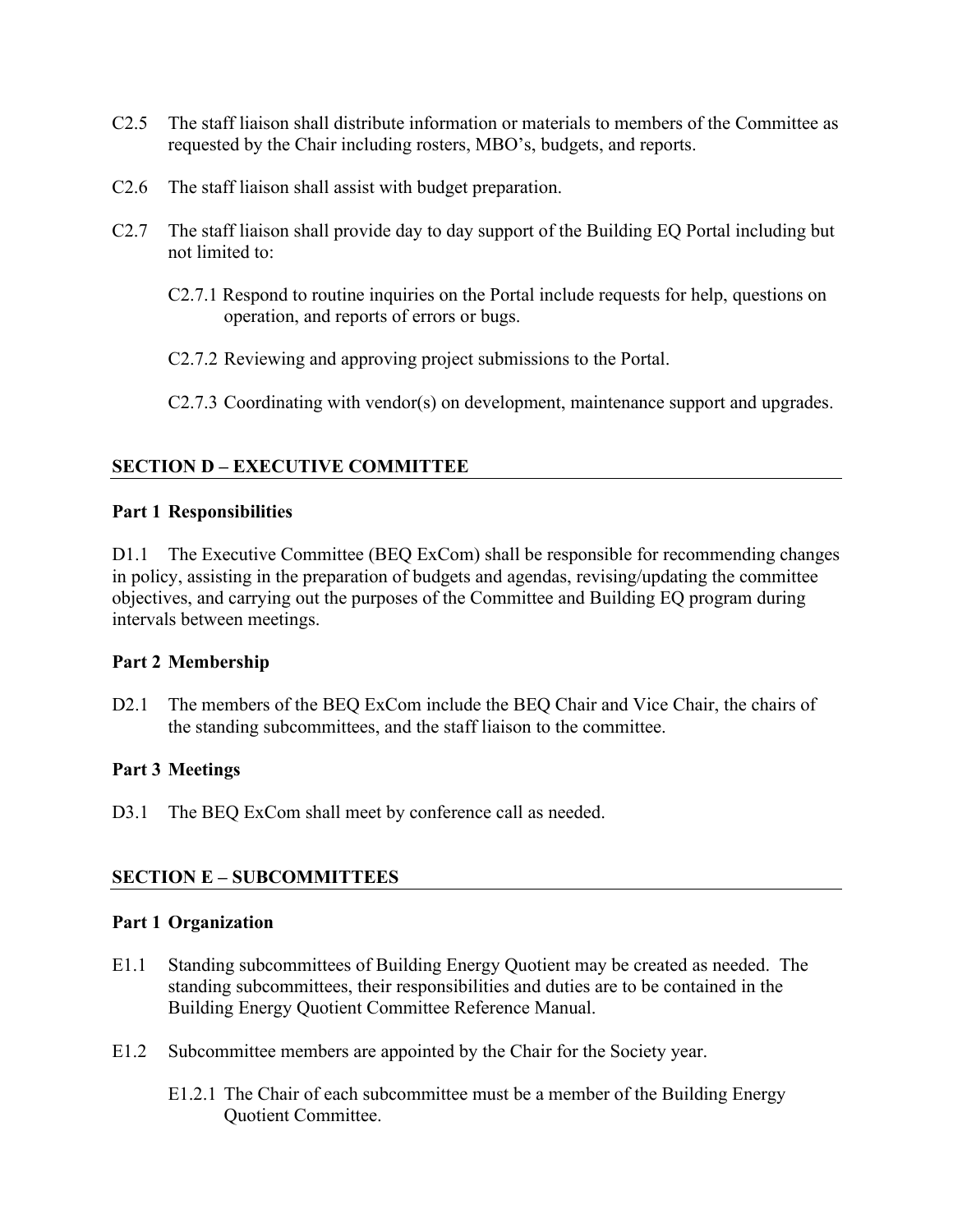C2.5 The staff liaison shall distribute information or materials to members of the Committee as requested by the Chair including rosters, MBO's, budgets, and reports.

C2.6 The staff liaison shall assist with budget preparation.

C2.7 The staff liaison shall provide day to day support of the Building EQ Portal including but not limited to:

C2.7.1 Respond to routine inquiries on the Portal include requests for help, questions on operation, and reports of errors or bugs.

C2.7.2 Reviewing and approving project submissions to the Portal.

C2.7.3 Coordinating with vendor(s) on development, maintenance support and upgrades.

## SECTION D – EXECUTIVE COMMITTEE

### Part 1 Responsibilities

D1.1 The Executive Committee (BEQ ExCom) shall be responsible for recommending changes in policy, assisting in the preparation of budgets and agendas, revising/updating the committee objectives, and carrying out the purposes of the Committee and Building EQ program during intervals between meetings.

### Part 2 Membership

D2.1 The members of the BEQ ExCom include the BEQ Chair and Vice Chair, the chairs of the standing subcommittees, and the staff liaison to the committee.

### Part 3 Meetings

D3.1 The BEQ ExCom shall meet by conference call as needed.

## SECTION E – SUBCOMMITTEES

### Part 1 Organization

E1.1 Standing subcommittees of Building Energy Quotient may be created as needed. The standing subcommittees, their responsibilities and duties are to be contained in the Building Energy Quotient Committee Reference Manual.

E1.2 Subcommittee members are appointed by the Chair for the Society year.

E1.2.1 The Chair of each subcommittee must be a member of the Building Energy Quotient Committee.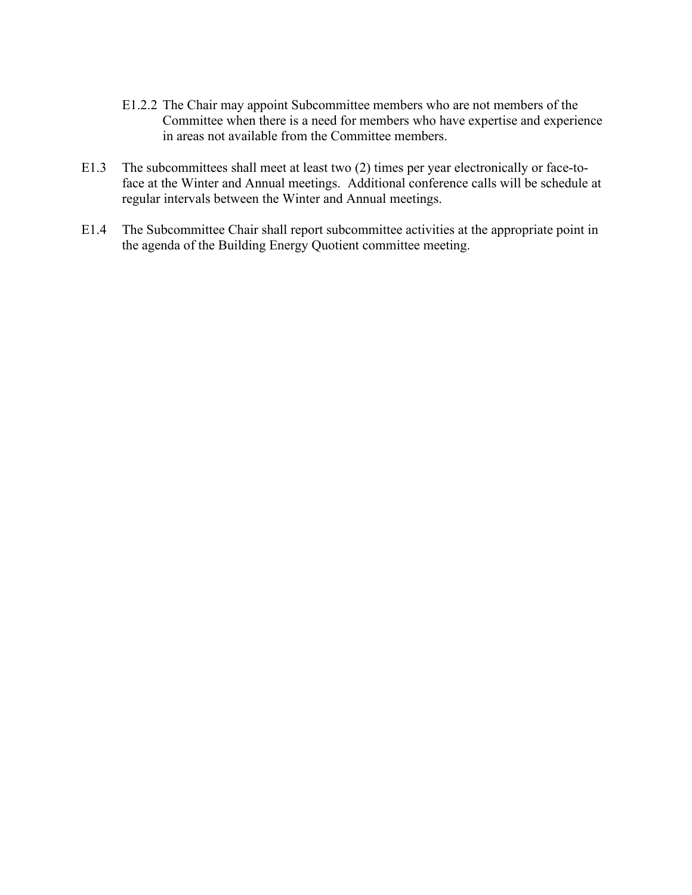E1.2.2 The Chair may appoint Subcommittee members who are not members of the Committee when there is a need for members who have expertise and experience in areas not available from the Committee members.

E1.3 The subcommittees shall meet at least two (2) times per year electronically or face-to-face at the Winter and Annual meetings. Additional conference calls will be schedule at regular intervals between the Winter and Annual meetings.

E1.4 The Subcommittee Chair shall report subcommittee activities at the appropriate point in the agenda of the Building Energy Quotient committee meeting.